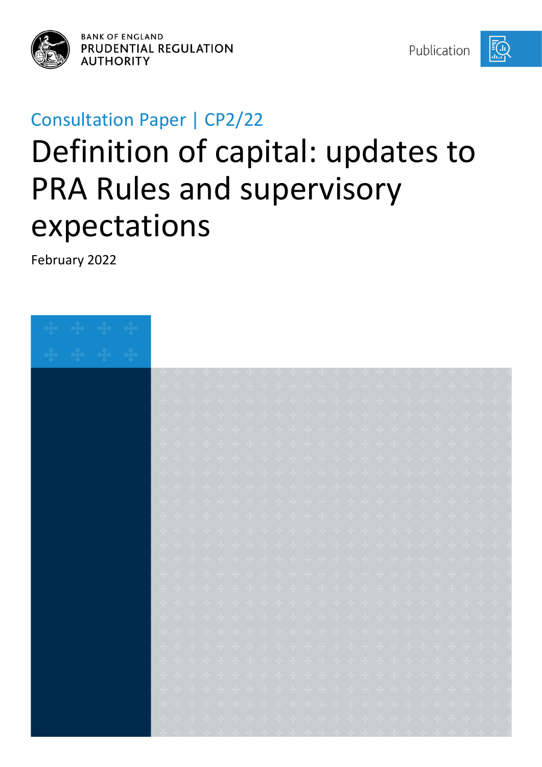BANK OF ENGLAND
PRUDENTIAL REGULATION AUTHORITY

Publication

Consultation Paper | CP2/22

# Definition of capital: updates to PRA Rules and supervisory expectations

February 2022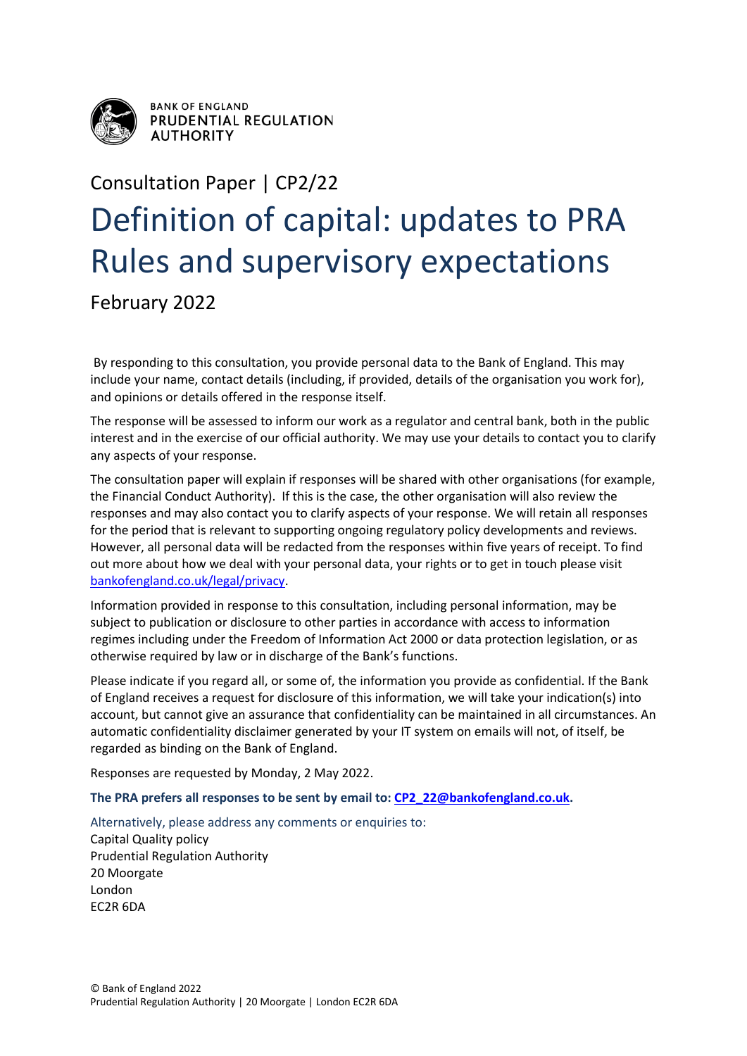BANK OF ENGLAND
PRUDENTIAL REGULATION AUTHORITY

Consultation Paper | CP2/22

# Definition of capital: updates to PRA Rules and supervisory expectations

February 2022

By responding to this consultation, you provide personal data to the Bank of England. This may include your name, contact details (including, if provided, details of the organisation you work for), and opinions or details offered in the response itself.

The response will be assessed to inform our work as a regulator and central bank, both in the public interest and in the exercise of our official authority. We may use your details to contact you to clarify any aspects of your response.

The consultation paper will explain if responses will be shared with other organisations (for example, the Financial Conduct Authority). If this is the case, the other organisation will also review the responses and may also contact you to clarify aspects of your response. We will retain all responses for the period that is relevant to supporting ongoing regulatory policy developments and reviews. However, all personal data will be redacted from the responses within five years of receipt. To find out more about how we deal with your personal data, your rights or to get in touch please visit bankofengland.co.uk/legal/privacy.

Information provided in response to this consultation, including personal information, may be subject to publication or disclosure to other parties in accordance with access to information regimes including under the Freedom of Information Act 2000 or data protection legislation, or as otherwise required by law or in discharge of the Bank's functions.

Please indicate if you regard all, or some of, the information you provide as confidential. If the Bank of England receives a request for disclosure of this information, we will take your indication(s) into account, but cannot give an assurance that confidentiality can be maintained in all circumstances. An automatic confidentiality disclaimer generated by your IT system on emails will not, of itself, be regarded as binding on the Bank of England.

Responses are requested by Monday, 2 May 2022.

**The PRA prefers all responses to be sent by email to: CP2_22@bankofengland.co.uk.**

Alternatively, please address any comments or enquiries to:
Capital Quality policy
Prudential Regulation Authority
20 Moorgate
London
EC2R 6DA

© Bank of England 2022
Prudential Regulation Authority | 20 Moorgate | London EC2R 6DA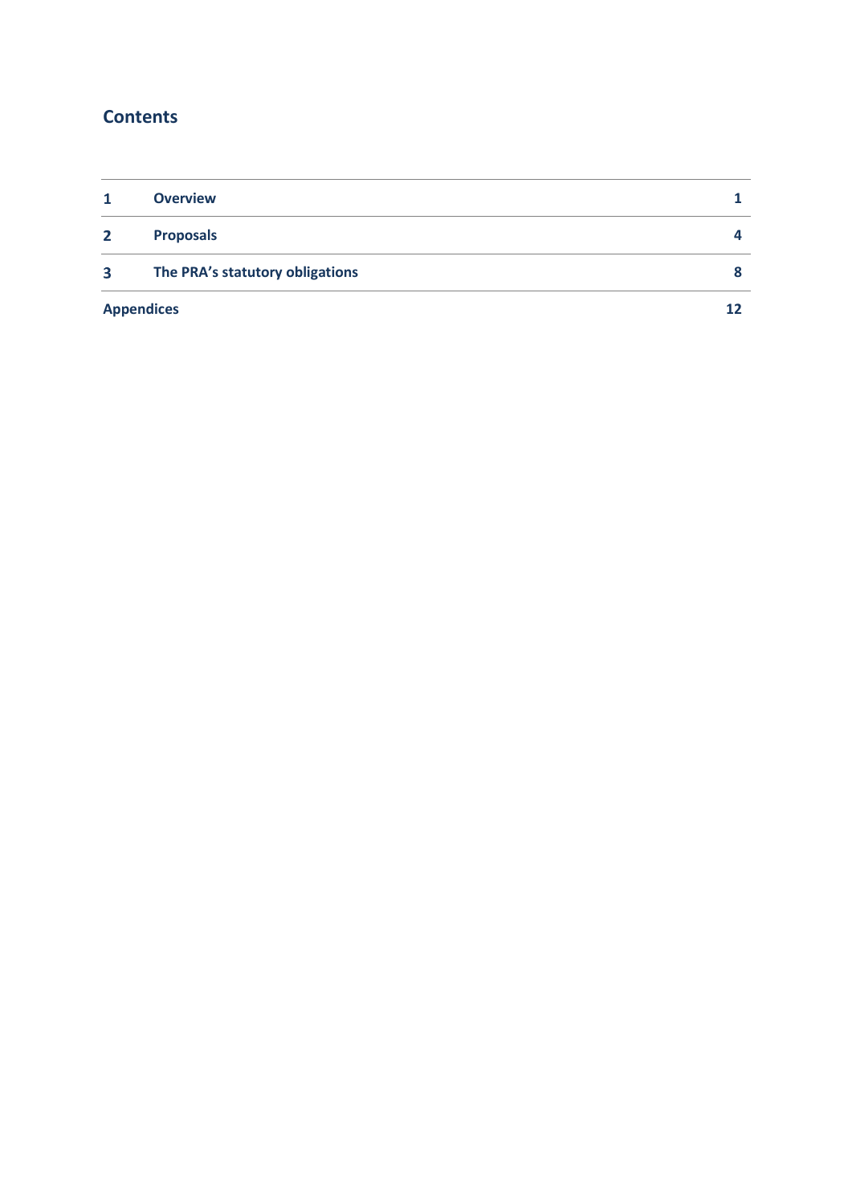## Contents

| | | |
|---|---|---|
| **1** | **Overview** | **1** |
| **2** | **Proposals** | **4** |
| **3** | **The PRA's statutory obligations** | **8** |
| **Appendices** | | **12** |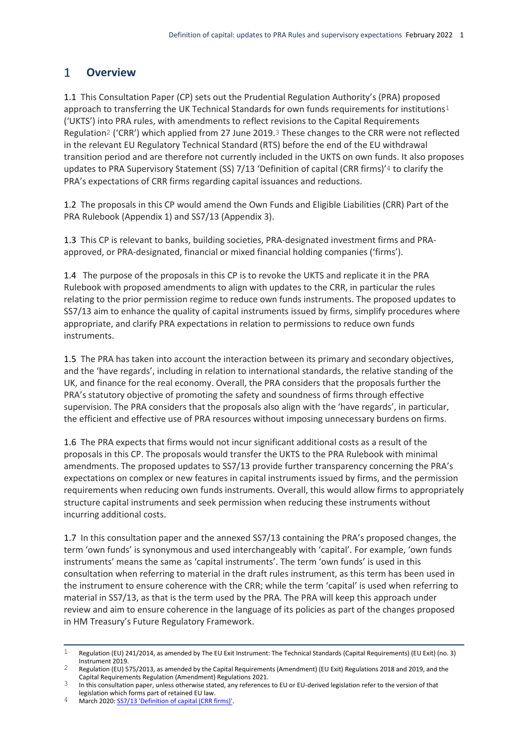# 1 Overview

1.1 This Consultation Paper (CP) sets out the Prudential Regulation Authority's (PRA) proposed approach to transferring the UK Technical Standards for own funds requirements for institutions[1] ('UKTS') into PRA rules, with amendments to reflect revisions to the Capital Requirements Regulation[2] ('CRR') which applied from 27 June 2019.[3] These changes to the CRR were not reflected in the relevant EU Regulatory Technical Standard (RTS) before the end of the EU withdrawal transition period and are therefore not currently included in the UKTS on own funds. It also proposes updates to PRA Supervisory Statement (SS) 7/13 'Definition of capital (CRR firms)'[4] to clarify the PRA's expectations of CRR firms regarding capital issuances and reductions.

1.2 The proposals in this CP would amend the Own Funds and Eligible Liabilities (CRR) Part of the PRA Rulebook (Appendix 1) and SS7/13 (Appendix 3).

1.3 This CP is relevant to banks, building societies, PRA-designated investment firms and PRA-approved, or PRA-designated, financial or mixed financial holding companies ('firms').

1.4 The purpose of the proposals in this CP is to revoke the UKTS and replicate it in the PRA Rulebook with proposed amendments to align with updates to the CRR, in particular the rules relating to the prior permission regime to reduce own funds instruments. The proposed updates to SS7/13 aim to enhance the quality of capital instruments issued by firms, simplify procedures where appropriate, and clarify PRA expectations in relation to permissions to reduce own funds instruments.

1.5 The PRA has taken into account the interaction between its primary and secondary objectives, and the 'have regards', including in relation to international standards, the relative standing of the UK, and finance for the real economy. Overall, the PRA considers that the proposals further the PRA's statutory objective of promoting the safety and soundness of firms through effective supervision. The PRA considers that the proposals also align with the 'have regards', in particular, the efficient and effective use of PRA resources without imposing unnecessary burdens on firms.

1.6 The PRA expects that firms would not incur significant additional costs as a result of the proposals in this CP. The proposals would transfer the UKTS to the PRA Rulebook with minimal amendments. The proposed updates to SS7/13 provide further transparency concerning the PRA's expectations on complex or new features in capital instruments issued by firms, and the permission requirements when reducing own funds instruments. Overall, this would allow firms to appropriately structure capital instruments and seek permission when reducing these instruments without incurring additional costs.

1.7 In this consultation paper and the annexed SS7/13 containing the PRA's proposed changes, the term 'own funds' is synonymous and used interchangeably with 'capital'. For example, 'own funds instruments' means the same as 'capital instruments'. The term 'own funds' is used in this consultation when referring to material in the draft rules instrument, as this term has been used in the instrument to ensure coherence with the CRR; while the term 'capital' is used when referring to material in SS7/13, as that is the term used by the PRA. The PRA will keep this approach under review and aim to ensure coherence in the language of its policies as part of the changes proposed in HM Treasury's Future Regulatory Framework.

---

1 Regulation (EU) 241/2014, as amended by The EU Exit Instrument: The Technical Standards (Capital Requirements) (EU Exit) (no. 3) Instrument 2019.

2 Regulation (EU) 575/2013, as amended by the Capital Requirements (Amendment) (EU Exit) Regulations 2018 and 2019, and the Capital Requirements Regulation (Amendment) Regulations 2021.

3 In this consultation paper, unless otherwise stated, any references to EU or EU-derived legislation refer to the version of that legislation which forms part of retained EU law.

4 March 2020: [SS7/13 'Definition of capital (CRR firms)'](#).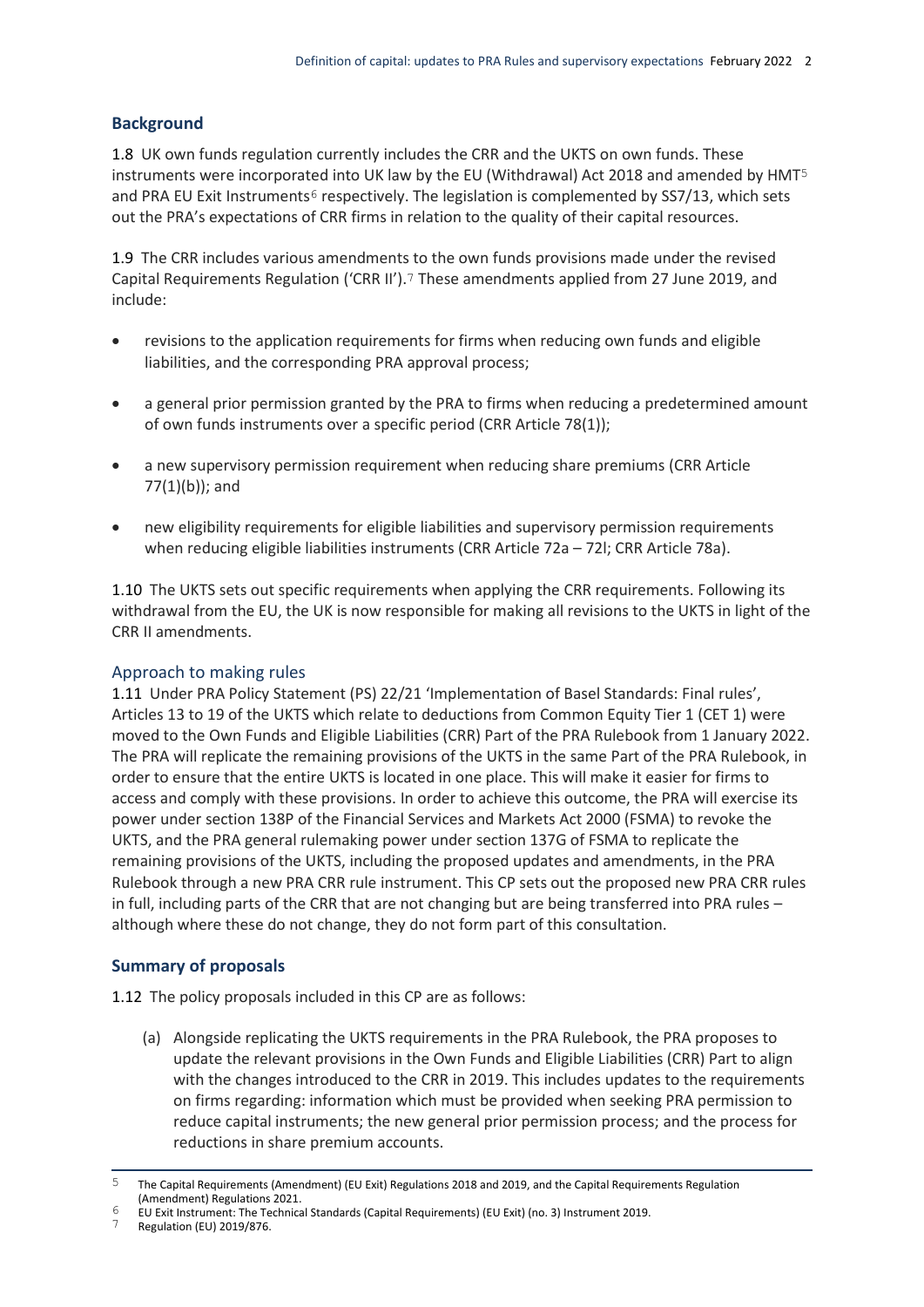## Background

1.8 UK own funds regulation currently includes the CRR and the UKTS on own funds. These instruments were incorporated into UK law by the EU (Withdrawal) Act 2018 and amended by HMT[5] and PRA EU Exit Instruments[6] respectively. The legislation is complemented by SS7/13, which sets out the PRA's expectations of CRR firms in relation to the quality of their capital resources.

1.9 The CRR includes various amendments to the own funds provisions made under the revised Capital Requirements Regulation ('CRR II').[7] These amendments applied from 27 June 2019, and include:

- revisions to the application requirements for firms when reducing own funds and eligible liabilities, and the corresponding PRA approval process;
- a general prior permission granted by the PRA to firms when reducing a predetermined amount of own funds instruments over a specific period (CRR Article 78(1));
- a new supervisory permission requirement when reducing share premiums (CRR Article 77(1)(b)); and
- new eligibility requirements for eligible liabilities and supervisory permission requirements when reducing eligible liabilities instruments (CRR Article 72a – 72l; CRR Article 78a).

1.10 The UKTS sets out specific requirements when applying the CRR requirements. Following its withdrawal from the EU, the UK is now responsible for making all revisions to the UKTS in light of the CRR II amendments.

### Approach to making rules

1.11 Under PRA Policy Statement (PS) 22/21 'Implementation of Basel Standards: Final rules', Articles 13 to 19 of the UKTS which relate to deductions from Common Equity Tier 1 (CET 1) were moved to the Own Funds and Eligible Liabilities (CRR) Part of the PRA Rulebook from 1 January 2022. The PRA will replicate the remaining provisions of the UKTS in the same Part of the PRA Rulebook, in order to ensure that the entire UKTS is located in one place. This will make it easier for firms to access and comply with these provisions. In order to achieve this outcome, the PRA will exercise its power under section 138P of the Financial Services and Markets Act 2000 (FSMA) to revoke the UKTS, and the PRA general rulemaking power under section 137G of FSMA to replicate the remaining provisions of the UKTS, including the proposed updates and amendments, in the PRA Rulebook through a new PRA CRR rule instrument. This CP sets out the proposed new PRA CRR rules in full, including parts of the CRR that are not changing but are being transferred into PRA rules – although where these do not change, they do not form part of this consultation.

## Summary of proposals

1.12 The policy proposals included in this CP are as follows:

(a) Alongside replicating the UKTS requirements in the PRA Rulebook, the PRA proposes to update the relevant provisions in the Own Funds and Eligible Liabilities (CRR) Part to align with the changes introduced to the CRR in 2019. This includes updates to the requirements on firms regarding: information which must be provided when seeking PRA permission to reduce capital instruments; the new general prior permission process; and the process for reductions in share premium accounts.

---

[5] The Capital Requirements (Amendment) (EU Exit) Regulations 2018 and 2019, and the Capital Requirements Regulation (Amendment) Regulations 2021.

[6] EU Exit Instrument: The Technical Standards (Capital Requirements) (EU Exit) (no. 3) Instrument 2019.

[7] Regulation (EU) 2019/876.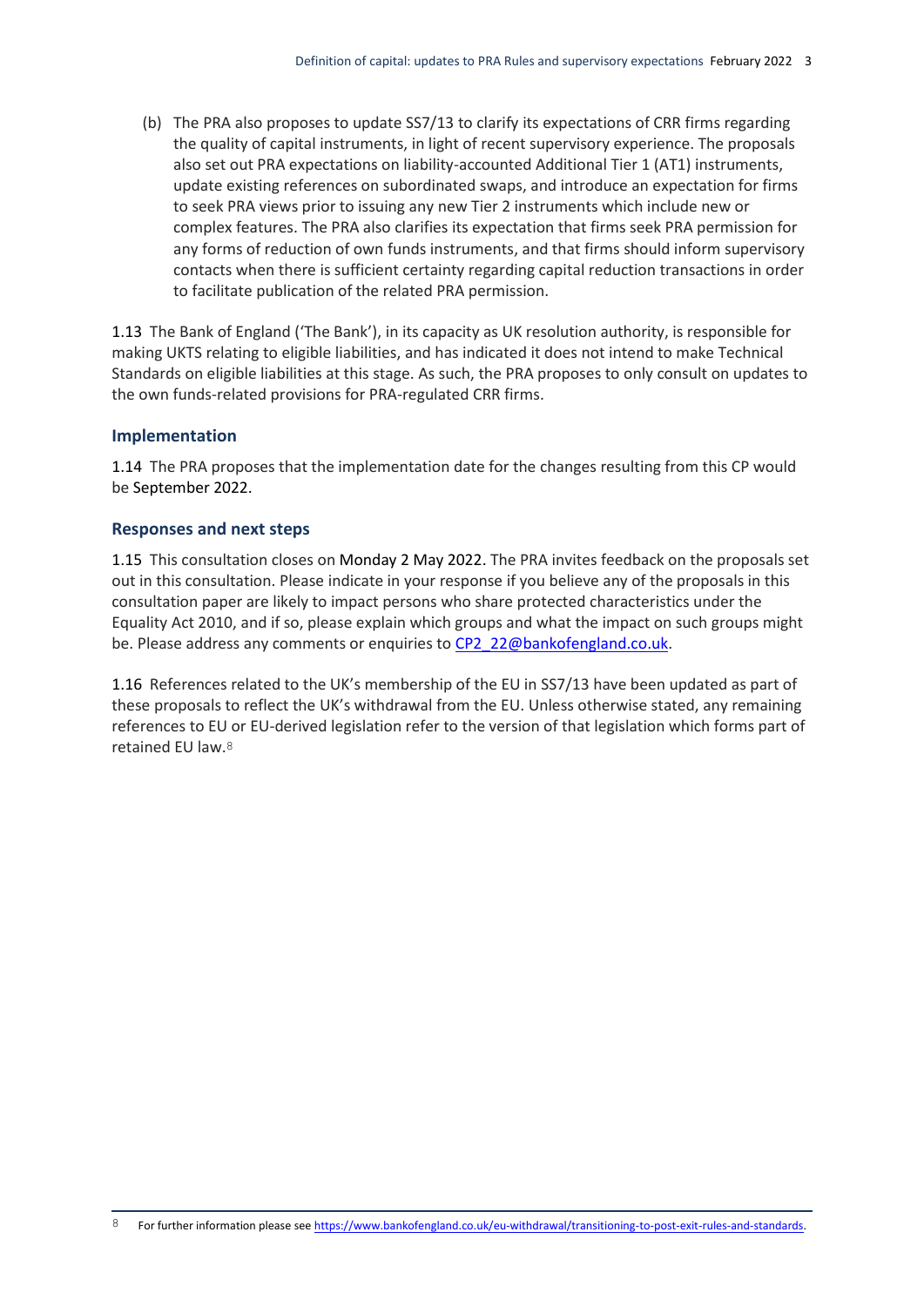(b) The PRA also proposes to update SS7/13 to clarify its expectations of CRR firms regarding the quality of capital instruments, in light of recent supervisory experience. The proposals also set out PRA expectations on liability-accounted Additional Tier 1 (AT1) instruments, update existing references on subordinated swaps, and introduce an expectation for firms to seek PRA views prior to issuing any new Tier 2 instruments which include new or complex features. The PRA also clarifies its expectation that firms seek PRA permission for any forms of reduction of own funds instruments, and that firms should inform supervisory contacts when there is sufficient certainty regarding capital reduction transactions in order to facilitate publication of the related PRA permission.

1.13 The Bank of England ('The Bank'), in its capacity as UK resolution authority, is responsible for making UKTS relating to eligible liabilities, and has indicated it does not intend to make Technical Standards on eligible liabilities at this stage. As such, the PRA proposes to only consult on updates to the own funds-related provisions for PRA-regulated CRR firms.

### Implementation

1.14 The PRA proposes that the implementation date for the changes resulting from this CP would be September 2022.

### Responses and next steps

1.15 This consultation closes on Monday 2 May 2022. The PRA invites feedback on the proposals set out in this consultation. Please indicate in your response if you believe any of the proposals in this consultation paper are likely to impact persons who share protected characteristics under the Equality Act 2010, and if so, please explain which groups and what the impact on such groups might be. Please address any comments or enquiries to CP2_22@bankofengland.co.uk.

1.16 References related to the UK's membership of the EU in SS7/13 have been updated as part of these proposals to reflect the UK's withdrawal from the EU. Unless otherwise stated, any remaining references to EU or EU-derived legislation refer to the version of that legislation which forms part of retained EU law.[8]

---

[8] For further information please see https://www.bankofengland.co.uk/eu-withdrawal/transitioning-to-post-exit-rules-and-standards.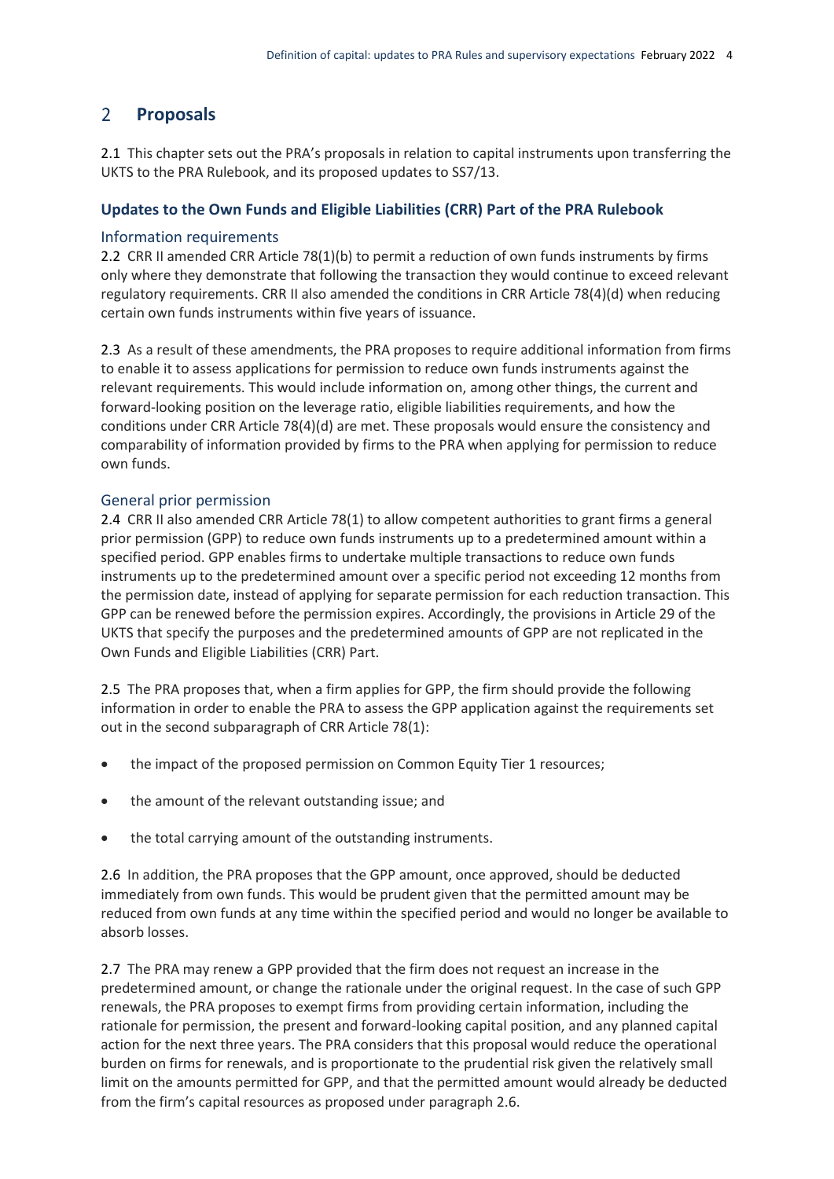## 2 Proposals

2.1 This chapter sets out the PRA's proposals in relation to capital instruments upon transferring the UKTS to the PRA Rulebook, and its proposed updates to SS7/13.

### Updates to the Own Funds and Eligible Liabilities (CRR) Part of the PRA Rulebook

#### Information requirements

2.2 CRR II amended CRR Article 78(1)(b) to permit a reduction of own funds instruments by firms only where they demonstrate that following the transaction they would continue to exceed relevant regulatory requirements. CRR II also amended the conditions in CRR Article 78(4)(d) when reducing certain own funds instruments within five years of issuance.

2.3 As a result of these amendments, the PRA proposes to require additional information from firms to enable it to assess applications for permission to reduce own funds instruments against the relevant requirements. This would include information on, among other things, the current and forward-looking position on the leverage ratio, eligible liabilities requirements, and how the conditions under CRR Article 78(4)(d) are met. These proposals would ensure the consistency and comparability of information provided by firms to the PRA when applying for permission to reduce own funds.

#### General prior permission

2.4 CRR II also amended CRR Article 78(1) to allow competent authorities to grant firms a general prior permission (GPP) to reduce own funds instruments up to a predetermined amount within a specified period. GPP enables firms to undertake multiple transactions to reduce own funds instruments up to the predetermined amount over a specific period not exceeding 12 months from the permission date, instead of applying for separate permission for each reduction transaction. This GPP can be renewed before the permission expires. Accordingly, the provisions in Article 29 of the UKTS that specify the purposes and the predetermined amounts of GPP are not replicated in the Own Funds and Eligible Liabilities (CRR) Part.

2.5 The PRA proposes that, when a firm applies for GPP, the firm should provide the following information in order to enable the PRA to assess the GPP application against the requirements set out in the second subparagraph of CRR Article 78(1):

- the impact of the proposed permission on Common Equity Tier 1 resources;
- the amount of the relevant outstanding issue; and
- the total carrying amount of the outstanding instruments.

2.6 In addition, the PRA proposes that the GPP amount, once approved, should be deducted immediately from own funds. This would be prudent given that the permitted amount may be reduced from own funds at any time within the specified period and would no longer be available to absorb losses.

2.7 The PRA may renew a GPP provided that the firm does not request an increase in the predetermined amount, or change the rationale under the original request. In the case of such GPP renewals, the PRA proposes to exempt firms from providing certain information, including the rationale for permission, the present and forward-looking capital position, and any planned capital action for the next three years. The PRA considers that this proposal would reduce the operational burden on firms for renewals, and is proportionate to the prudential risk given the relatively small limit on the amounts permitted for GPP, and that the permitted amount would already be deducted from the firm's capital resources as proposed under paragraph 2.6.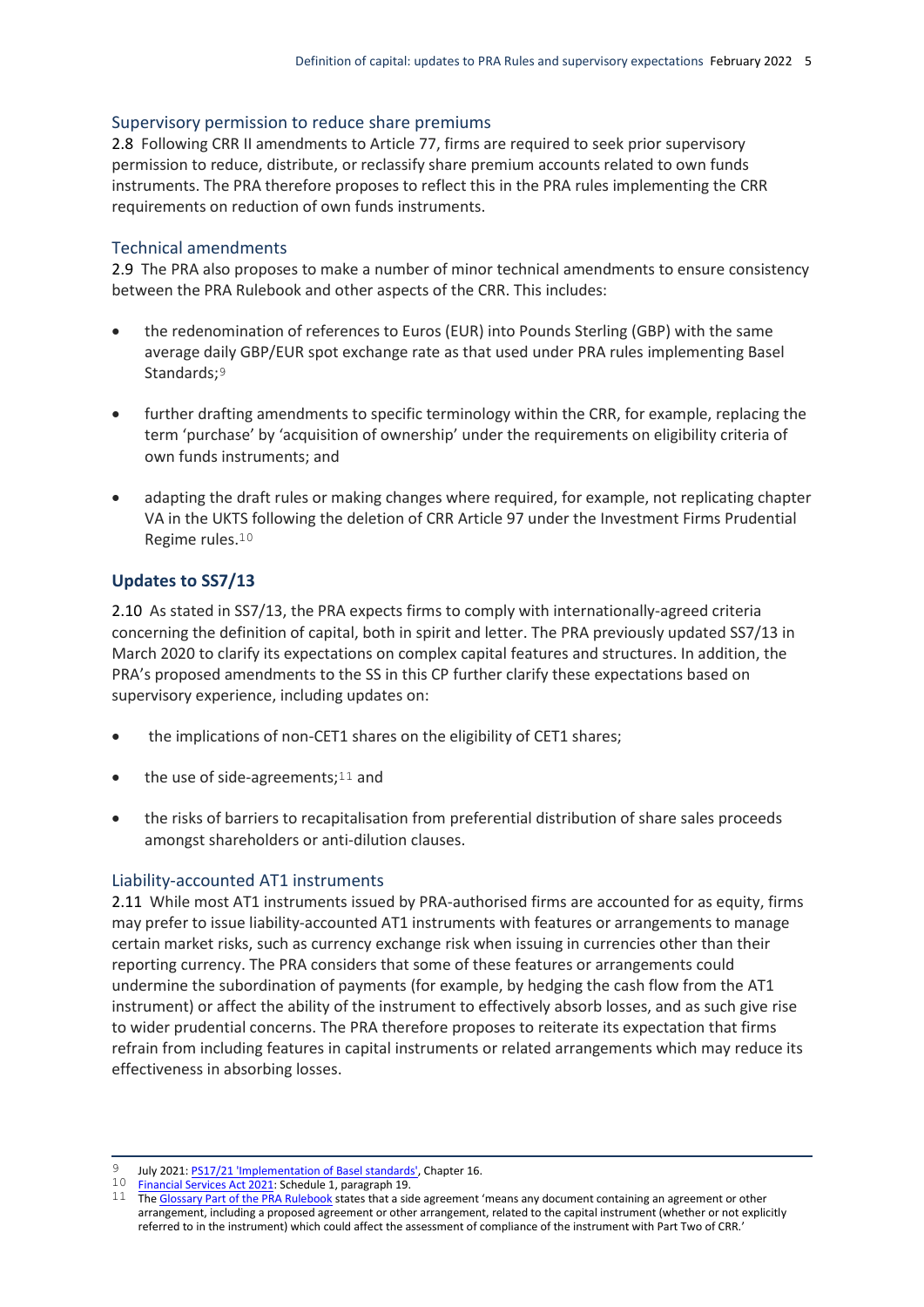### Supervisory permission to reduce share premiums

2.8 Following CRR II amendments to Article 77, firms are required to seek prior supervisory permission to reduce, distribute, or reclassify share premium accounts related to own funds instruments. The PRA therefore proposes to reflect this in the PRA rules implementing the CRR requirements on reduction of own funds instruments.

### Technical amendments

2.9 The PRA also proposes to make a number of minor technical amendments to ensure consistency between the PRA Rulebook and other aspects of the CRR. This includes:

- the redenomination of references to Euros (EUR) into Pounds Sterling (GBP) with the same average daily GBP/EUR spot exchange rate as that used under PRA rules implementing Basel Standards;[9]
- further drafting amendments to specific terminology within the CRR, for example, replacing the term 'purchase' by 'acquisition of ownership' under the requirements on eligibility criteria of own funds instruments; and
- adapting the draft rules or making changes where required, for example, not replicating chapter VA in the UKTS following the deletion of CRR Article 97 under the Investment Firms Prudential Regime rules.[10]

## Updates to SS7/13

2.10 As stated in SS7/13, the PRA expects firms to comply with internationally-agreed criteria concerning the definition of capital, both in spirit and letter. The PRA previously updated SS7/13 in March 2020 to clarify its expectations on complex capital features and structures. In addition, the PRA's proposed amendments to the SS in this CP further clarify these expectations based on supervisory experience, including updates on:

- the implications of non-CET1 shares on the eligibility of CET1 shares;
- the use of side-agreements;[11] and
- the risks of barriers to recapitalisation from preferential distribution of share sales proceeds amongst shareholders or anti-dilution clauses.

### Liability-accounted AT1 instruments

2.11 While most AT1 instruments issued by PRA-authorised firms are accounted for as equity, firms may prefer to issue liability-accounted AT1 instruments with features or arrangements to manage certain market risks, such as currency exchange risk when issuing in currencies other than their reporting currency. The PRA considers that some of these features or arrangements could undermine the subordination of payments (for example, by hedging the cash flow from the AT1 instrument) or affect the ability of the instrument to effectively absorb losses, and as such give rise to wider prudential concerns. The PRA therefore proposes to reiterate its expectation that firms refrain from including features in capital instruments or related arrangements which may reduce its effectiveness in absorbing losses.

---

[9] July 2021: PS17/21 'Implementation of Basel standards', Chapter 16.

[10] Financial Services Act 2021: Schedule 1, paragraph 19.

[11] The Glossary Part of the PRA Rulebook states that a side agreement 'means any document containing an agreement or other arrangement, including a proposed agreement or other arrangement, related to the capital instrument (whether or not explicitly referred to in the instrument) which could affect the assessment of compliance of the instrument with Part Two of CRR.'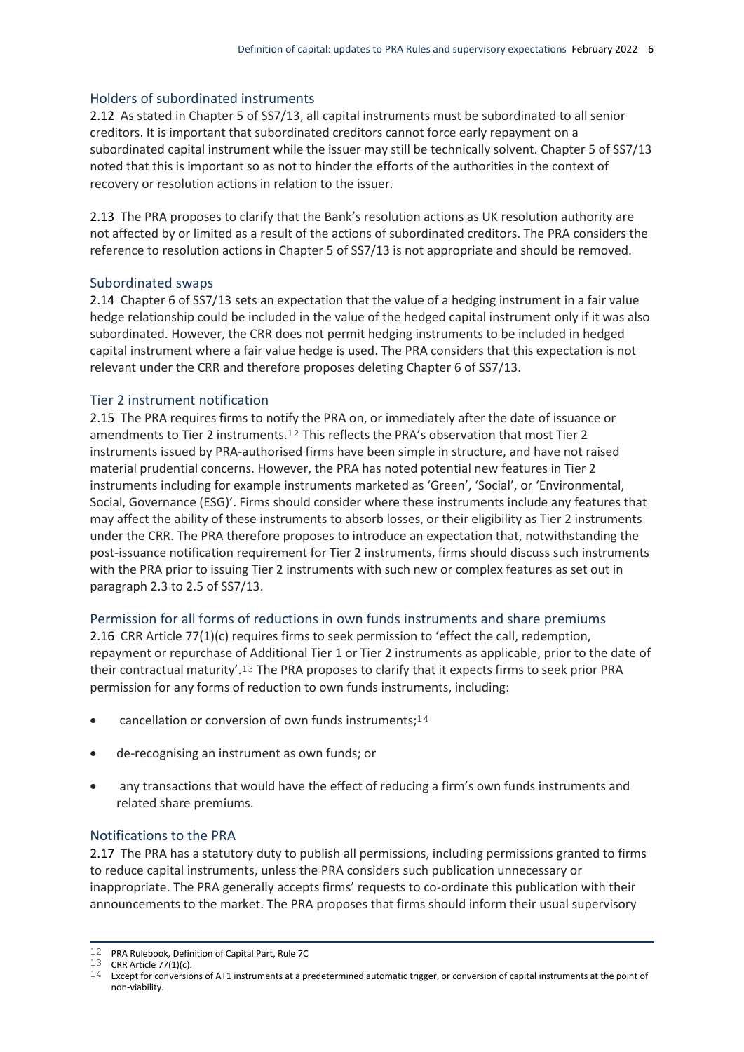### Holders of subordinated instruments

2.12 As stated in Chapter 5 of SS7/13, all capital instruments must be subordinated to all senior creditors. It is important that subordinated creditors cannot force early repayment on a subordinated capital instrument while the issuer may still be technically solvent. Chapter 5 of SS7/13 noted that this is important so as not to hinder the efforts of the authorities in the context of recovery or resolution actions in relation to the issuer.

2.13 The PRA proposes to clarify that the Bank's resolution actions as UK resolution authority are not affected by or limited as a result of the actions of subordinated creditors. The PRA considers the reference to resolution actions in Chapter 5 of SS7/13 is not appropriate and should be removed.

### Subordinated swaps

2.14 Chapter 6 of SS7/13 sets an expectation that the value of a hedging instrument in a fair value hedge relationship could be included in the value of the hedged capital instrument only if it was also subordinated. However, the CRR does not permit hedging instruments to be included in hedged capital instrument where a fair value hedge is used. The PRA considers that this expectation is not relevant under the CRR and therefore proposes deleting Chapter 6 of SS7/13.

### Tier 2 instrument notification

2.15 The PRA requires firms to notify the PRA on, or immediately after the date of issuance or amendments to Tier 2 instruments.[12] This reflects the PRA's observation that most Tier 2 instruments issued by PRA-authorised firms have been simple in structure, and have not raised material prudential concerns. However, the PRA has noted potential new features in Tier 2 instruments including for example instruments marketed as 'Green', 'Social', or 'Environmental, Social, Governance (ESG)'. Firms should consider where these instruments include any features that may affect the ability of these instruments to absorb losses, or their eligibility as Tier 2 instruments under the CRR. The PRA therefore proposes to introduce an expectation that, notwithstanding the post-issuance notification requirement for Tier 2 instruments, firms should discuss such instruments with the PRA prior to issuing Tier 2 instruments with such new or complex features as set out in paragraph 2.3 to 2.5 of SS7/13.

### Permission for all forms of reductions in own funds instruments and share premiums

2.16 CRR Article 77(1)(c) requires firms to seek permission to 'effect the call, redemption, repayment or repurchase of Additional Tier 1 or Tier 2 instruments as applicable, prior to the date of their contractual maturity'.[13] The PRA proposes to clarify that it expects firms to seek prior PRA permission for any forms of reduction to own funds instruments, including:

- cancellation or conversion of own funds instruments;[14]
- de-recognising an instrument as own funds; or
- any transactions that would have the effect of reducing a firm's own funds instruments and related share premiums.

### Notifications to the PRA

2.17 The PRA has a statutory duty to publish all permissions, including permissions granted to firms to reduce capital instruments, unless the PRA considers such publication unnecessary or inappropriate. The PRA generally accepts firms' requests to co-ordinate this publication with their announcements to the market. The PRA proposes that firms should inform their usual supervisory

---

[12] PRA Rulebook, Definition of Capital Part, Rule 7C

[13] CRR Article 77(1)(c).

[14] Except for conversions of AT1 instruments at a predetermined automatic trigger, or conversion of capital instruments at the point of non-viability.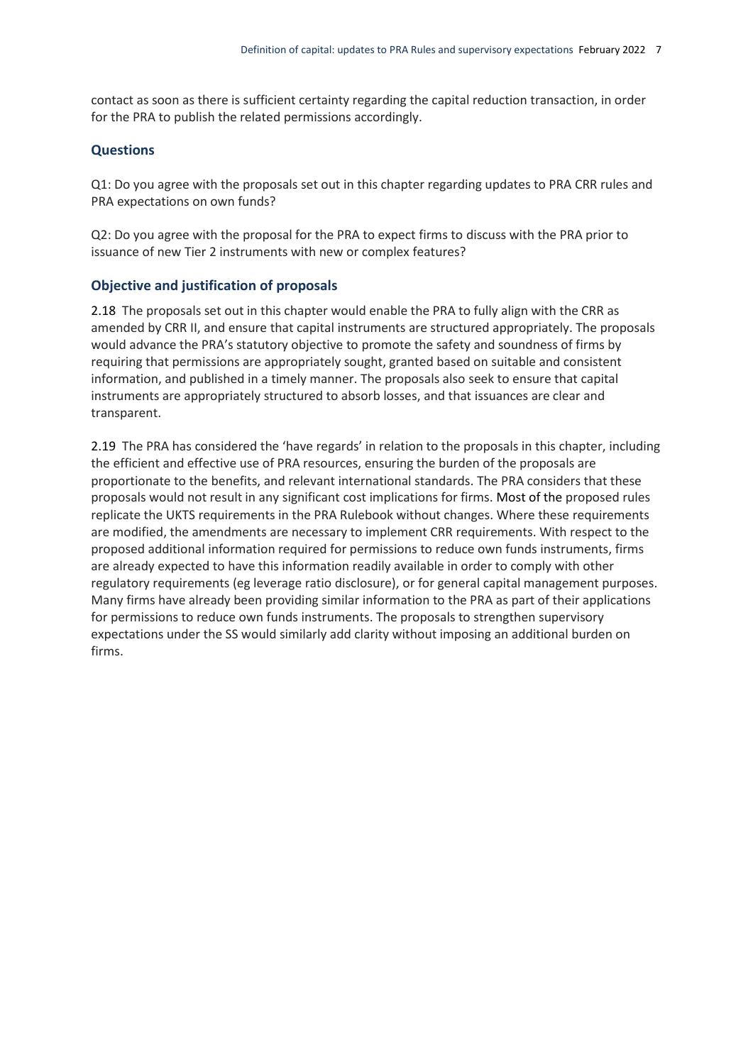contact as soon as there is sufficient certainty regarding the capital reduction transaction, in order for the PRA to publish the related permissions accordingly.

### Questions

Q1: Do you agree with the proposals set out in this chapter regarding updates to PRA CRR rules and PRA expectations on own funds?

Q2: Do you agree with the proposal for the PRA to expect firms to discuss with the PRA prior to issuance of new Tier 2 instruments with new or complex features?

### Objective and justification of proposals

2.18 The proposals set out in this chapter would enable the PRA to fully align with the CRR as amended by CRR II, and ensure that capital instruments are structured appropriately. The proposals would advance the PRA's statutory objective to promote the safety and soundness of firms by requiring that permissions are appropriately sought, granted based on suitable and consistent information, and published in a timely manner. The proposals also seek to ensure that capital instruments are appropriately structured to absorb losses, and that issuances are clear and transparent.

2.19 The PRA has considered the 'have regards' in relation to the proposals in this chapter, including the efficient and effective use of PRA resources, ensuring the burden of the proposals are proportionate to the benefits, and relevant international standards. The PRA considers that these proposals would not result in any significant cost implications for firms. Most of the proposed rules replicate the UKTS requirements in the PRA Rulebook without changes. Where these requirements are modified, the amendments are necessary to implement CRR requirements. With respect to the proposed additional information required for permissions to reduce own funds instruments, firms are already expected to have this information readily available in order to comply with other regulatory requirements (eg leverage ratio disclosure), or for general capital management purposes. Many firms have already been providing similar information to the PRA as part of their applications for permissions to reduce own funds instruments. The proposals to strengthen supervisory expectations under the SS would similarly add clarity without imposing an additional burden on firms.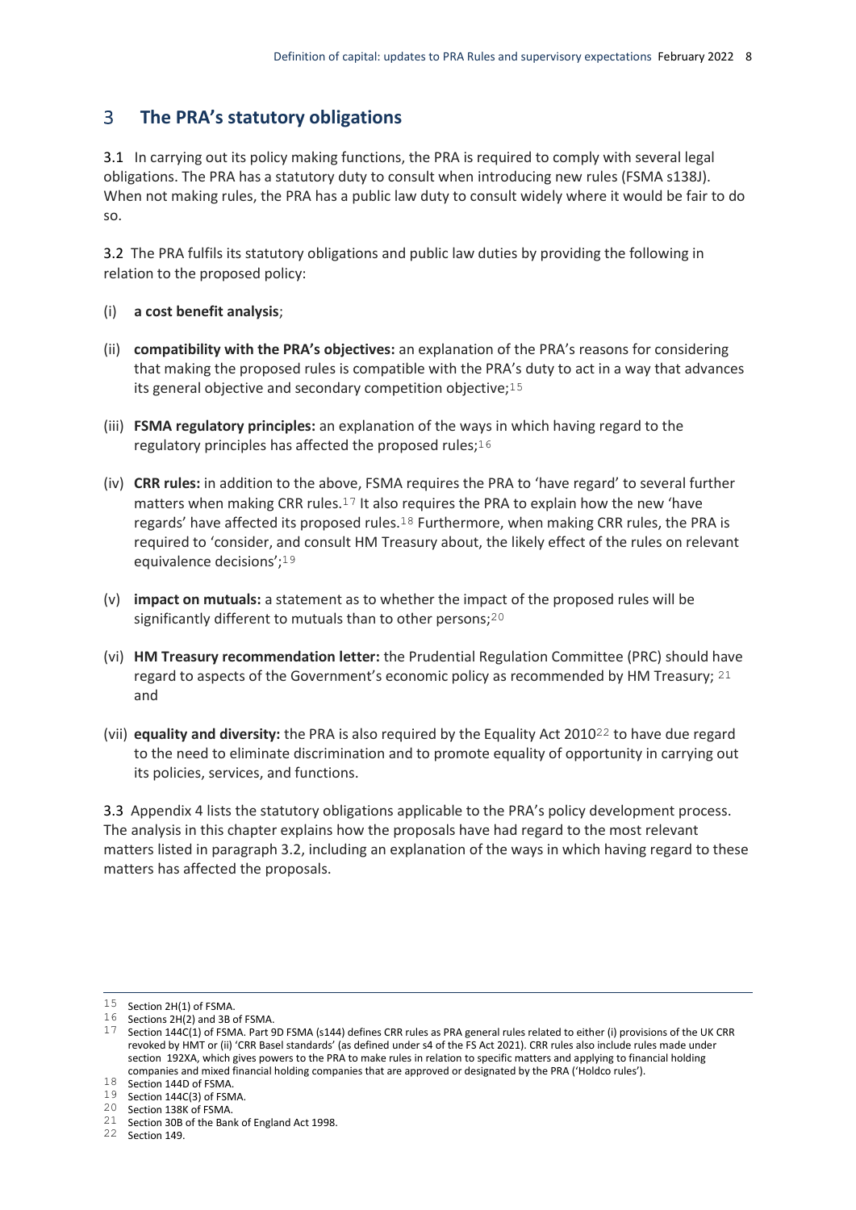## 3 The PRA's statutory obligations

3.1 In carrying out its policy making functions, the PRA is required to comply with several legal obligations. The PRA has a statutory duty to consult when introducing new rules (FSMA s138J). When not making rules, the PRA has a public law duty to consult widely where it would be fair to do so.

3.2 The PRA fulfils its statutory obligations and public law duties by providing the following in relation to the proposed policy:

(i) **a cost benefit analysis**;

(ii) **compatibility with the PRA's objectives:** an explanation of the PRA's reasons for considering that making the proposed rules is compatible with the PRA's duty to act in a way that advances its general objective and secondary competition objective;[15]

(iii) **FSMA regulatory principles:** an explanation of the ways in which having regard to the regulatory principles has affected the proposed rules;[16]

(iv) **CRR rules:** in addition to the above, FSMA requires the PRA to 'have regard' to several further matters when making CRR rules.[17] It also requires the PRA to explain how the new 'have regards' have affected its proposed rules.[18] Furthermore, when making CRR rules, the PRA is required to 'consider, and consult HM Treasury about, the likely effect of the rules on relevant equivalence decisions';[19]

(v) **impact on mutuals:** a statement as to whether the impact of the proposed rules will be significantly different to mutuals than to other persons;[20]

(vi) **HM Treasury recommendation letter:** the Prudential Regulation Committee (PRC) should have regard to aspects of the Government's economic policy as recommended by HM Treasury; [21] and

(vii) **equality and diversity:** the PRA is also required by the Equality Act 2010[22] to have due regard to the need to eliminate discrimination and to promote equality of opportunity in carrying out its policies, services, and functions.

3.3 Appendix 4 lists the statutory obligations applicable to the PRA's policy development process. The analysis in this chapter explains how the proposals have had regard to the most relevant matters listed in paragraph 3.2, including an explanation of the ways in which having regard to these matters has affected the proposals.

---

15 Section 2H(1) of FSMA.

16 Sections 2H(2) and 3B of FSMA.

17 Section 144C(1) of FSMA. Part 9D FSMA (s144) defines CRR rules as PRA general rules related to either (i) provisions of the UK CRR revoked by HMT or (ii) 'CRR Basel standards' (as defined under s4 of the FS Act 2021). CRR rules also include rules made under section 192XA, which gives powers to the PRA to make rules in relation to specific matters and applying to financial holding companies and mixed financial holding companies that are approved or designated by the PRA ('Holdco rules').

18 Section 144D of FSMA.

19 Section 144C(3) of FSMA.

20 Section 138K of FSMA.

21 Section 30B of the Bank of England Act 1998.

22 Section 149.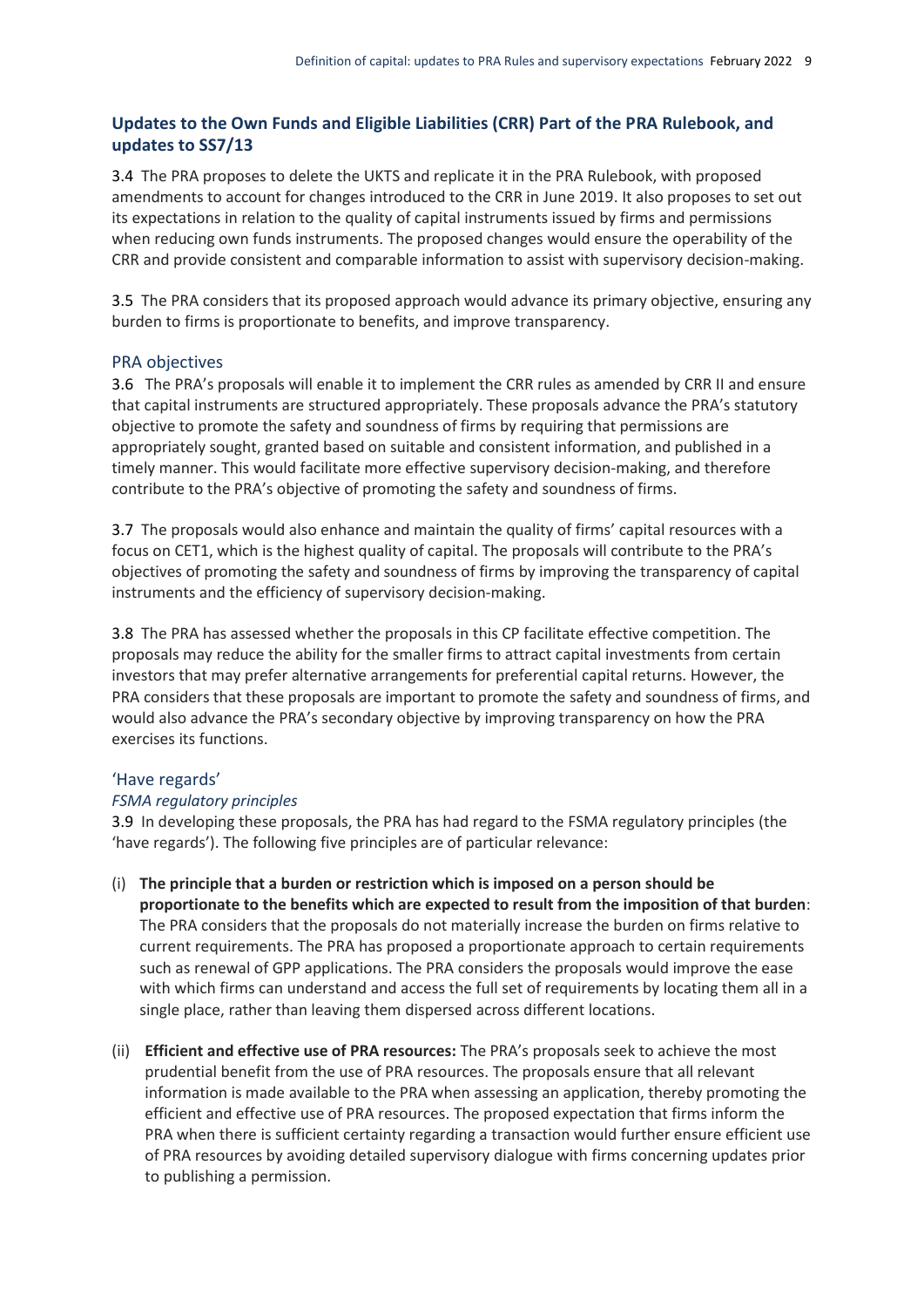## Updates to the Own Funds and Eligible Liabilities (CRR) Part of the PRA Rulebook, and updates to SS7/13

3.4 The PRA proposes to delete the UKTS and replicate it in the PRA Rulebook, with proposed amendments to account for changes introduced to the CRR in June 2019. It also proposes to set out its expectations in relation to the quality of capital instruments issued by firms and permissions when reducing own funds instruments. The proposed changes would ensure the operability of the CRR and provide consistent and comparable information to assist with supervisory decision-making.

3.5 The PRA considers that its proposed approach would advance its primary objective, ensuring any burden to firms is proportionate to benefits, and improve transparency.

### PRA objectives

3.6 The PRA's proposals will enable it to implement the CRR rules as amended by CRR II and ensure that capital instruments are structured appropriately. These proposals advance the PRA's statutory objective to promote the safety and soundness of firms by requiring that permissions are appropriately sought, granted based on suitable and consistent information, and published in a timely manner. This would facilitate more effective supervisory decision-making, and therefore contribute to the PRA's objective of promoting the safety and soundness of firms.

3.7 The proposals would also enhance and maintain the quality of firms' capital resources with a focus on CET1, which is the highest quality of capital. The proposals will contribute to the PRA's objectives of promoting the safety and soundness of firms by improving the transparency of capital instruments and the efficiency of supervisory decision-making.

3.8 The PRA has assessed whether the proposals in this CP facilitate effective competition. The proposals may reduce the ability for the smaller firms to attract capital investments from certain investors that may prefer alternative arrangements for preferential capital returns. However, the PRA considers that these proposals are important to promote the safety and soundness of firms, and would also advance the PRA's secondary objective by improving transparency on how the PRA exercises its functions.

### 'Have regards'

#### *FSMA regulatory principles*

3.9 In developing these proposals, the PRA has had regard to the FSMA regulatory principles (the 'have regards'). The following five principles are of particular relevance:

(i) **The principle that a burden or restriction which is imposed on a person should be proportionate to the benefits which are expected to result from the imposition of that burden**: The PRA considers that the proposals do not materially increase the burden on firms relative to current requirements. The PRA has proposed a proportionate approach to certain requirements such as renewal of GPP applications. The PRA considers the proposals would improve the ease with which firms can understand and access the full set of requirements by locating them all in a single place, rather than leaving them dispersed across different locations.

(ii) **Efficient and effective use of PRA resources:** The PRA's proposals seek to achieve the most prudential benefit from the use of PRA resources. The proposals ensure that all relevant information is made available to the PRA when assessing an application, thereby promoting the efficient and effective use of PRA resources. The proposed expectation that firms inform the PRA when there is sufficient certainty regarding a transaction would further ensure efficient use of PRA resources by avoiding detailed supervisory dialogue with firms concerning updates prior to publishing a permission.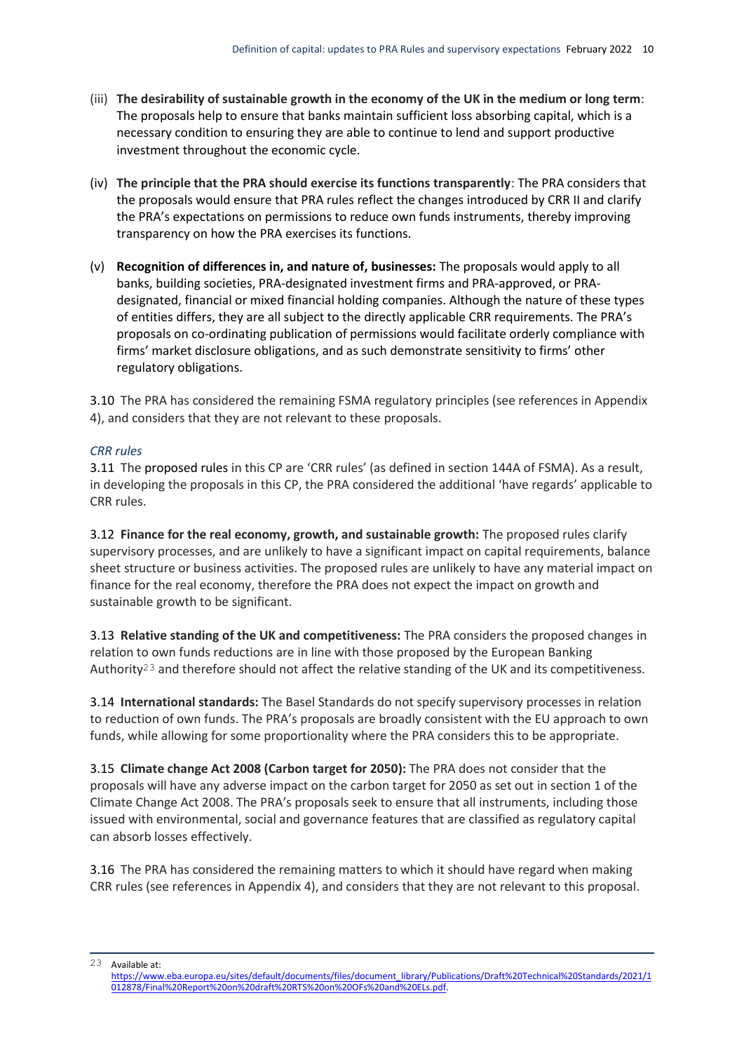(iii) **The desirability of sustainable growth in the economy of the UK in the medium or long term**: The proposals help to ensure that banks maintain sufficient loss absorbing capital, which is a necessary condition to ensuring they are able to continue to lend and support productive investment throughout the economic cycle.

(iv) **The principle that the PRA should exercise its functions transparently**: The PRA considers that the proposals would ensure that PRA rules reflect the changes introduced by CRR II and clarify the PRA's expectations on permissions to reduce own funds instruments, thereby improving transparency on how the PRA exercises its functions.

(v) **Recognition of differences in, and nature of, businesses:** The proposals would apply to all banks, building societies, PRA-designated investment firms and PRA-approved, or PRA-designated, financial or mixed financial holding companies. Although the nature of these types of entities differs, they are all subject to the directly applicable CRR requirements. The PRA's proposals on co-ordinating publication of permissions would facilitate orderly compliance with firms' market disclosure obligations, and as such demonstrate sensitivity to firms' other regulatory obligations.

3.10 The PRA has considered the remaining FSMA regulatory principles (see references in Appendix 4), and considers that they are not relevant to these proposals.

*CRR rules*

3.11 The proposed rules in this CP are 'CRR rules' (as defined in section 144A of FSMA). As a result, in developing the proposals in this CP, the PRA considered the additional 'have regards' applicable to CRR rules.

3.12 **Finance for the real economy, growth, and sustainable growth:** The proposed rules clarify supervisory processes, and are unlikely to have a significant impact on capital requirements, balance sheet structure or business activities. The proposed rules are unlikely to have any material impact on finance for the real economy, therefore the PRA does not expect the impact on growth and sustainable growth to be significant.

3.13 **Relative standing of the UK and competitiveness:** The PRA considers the proposed changes in relation to own funds reductions are in line with those proposed by the European Banking Authority[23] and therefore should not affect the relative standing of the UK and its competitiveness.

3.14 **International standards:** The Basel Standards do not specify supervisory processes in relation to reduction of own funds. The PRA's proposals are broadly consistent with the EU approach to own funds, while allowing for some proportionality where the PRA considers this to be appropriate.

3.15 **Climate change Act 2008 (Carbon target for 2050):** The PRA does not consider that the proposals will have any adverse impact on the carbon target for 2050 as set out in section 1 of the Climate Change Act 2008. The PRA's proposals seek to ensure that all instruments, including those issued with environmental, social and governance features that are classified as regulatory capital can absorb losses effectively.

3.16 The PRA has considered the remaining matters to which it should have regard when making CRR rules (see references in Appendix 4), and considers that they are not relevant to this proposal.

---

[23] Available at: https://www.eba.europa.eu/sites/default/documents/files/document_library/Publications/Draft%20Technical%20Standards/2021/1012878/Final%20Report%20on%20draft%20RTS%20on%20OFs%20and%20ELs.pdf.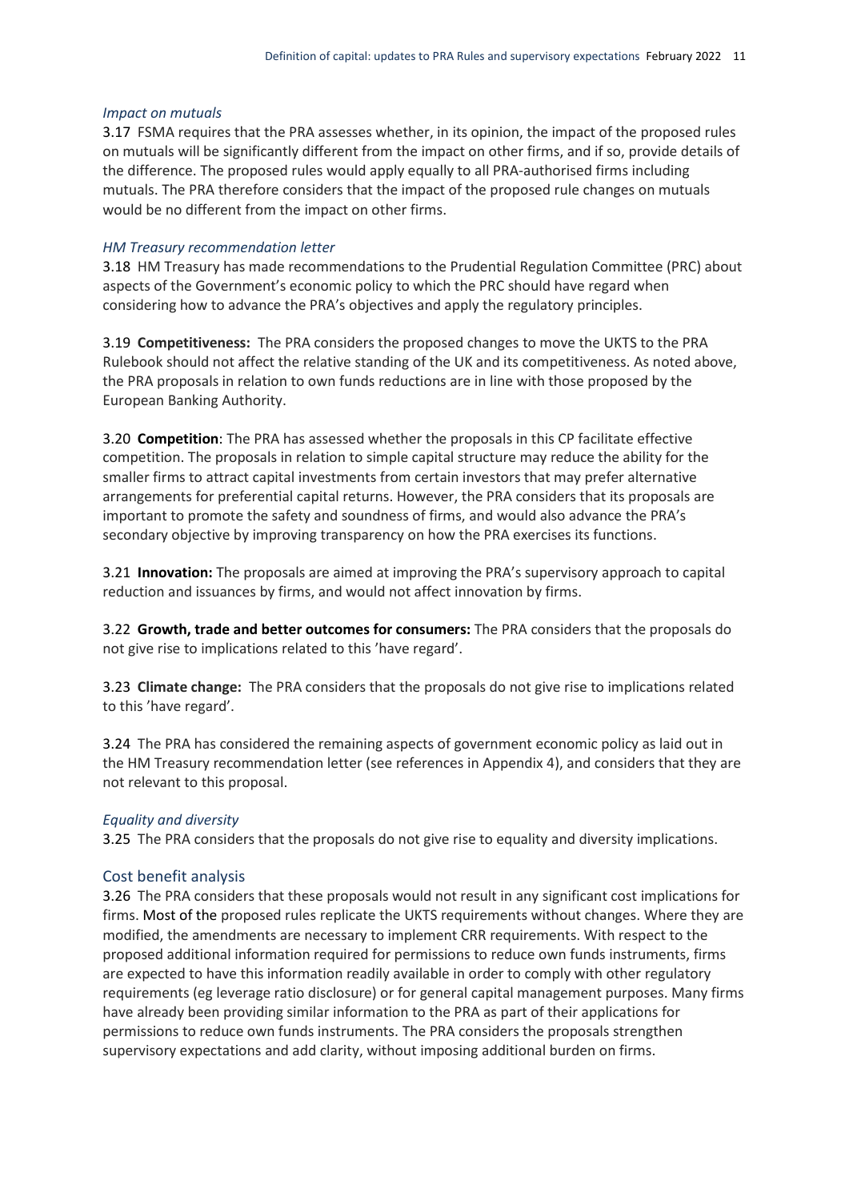*Impact on mutuals*

3.17 FSMA requires that the PRA assesses whether, in its opinion, the impact of the proposed rules on mutuals will be significantly different from the impact on other firms, and if so, provide details of the difference. The proposed rules would apply equally to all PRA-authorised firms including mutuals. The PRA therefore considers that the impact of the proposed rule changes on mutuals would be no different from the impact on other firms.

*HM Treasury recommendation letter*

3.18 HM Treasury has made recommendations to the Prudential Regulation Committee (PRC) about aspects of the Government's economic policy to which the PRC should have regard when considering how to advance the PRA's objectives and apply the regulatory principles.

3.19 **Competitiveness:** The PRA considers the proposed changes to move the UKTS to the PRA Rulebook should not affect the relative standing of the UK and its competitiveness. As noted above, the PRA proposals in relation to own funds reductions are in line with those proposed by the European Banking Authority.

3.20 **Competition**: The PRA has assessed whether the proposals in this CP facilitate effective competition. The proposals in relation to simple capital structure may reduce the ability for the smaller firms to attract capital investments from certain investors that may prefer alternative arrangements for preferential capital returns. However, the PRA considers that its proposals are important to promote the safety and soundness of firms, and would also advance the PRA's secondary objective by improving transparency on how the PRA exercises its functions.

3.21 **Innovation:** The proposals are aimed at improving the PRA's supervisory approach to capital reduction and issuances by firms, and would not affect innovation by firms.

3.22 **Growth, trade and better outcomes for consumers:** The PRA considers that the proposals do not give rise to implications related to this 'have regard'.

3.23 **Climate change:** The PRA considers that the proposals do not give rise to implications related to this 'have regard'.

3.24 The PRA has considered the remaining aspects of government economic policy as laid out in the HM Treasury recommendation letter (see references in Appendix 4), and considers that they are not relevant to this proposal.

*Equality and diversity*

3.25 The PRA considers that the proposals do not give rise to equality and diversity implications.

## Cost benefit analysis

3.26 The PRA considers that these proposals would not result in any significant cost implications for firms. Most of the proposed rules replicate the UKTS requirements without changes. Where they are modified, the amendments are necessary to implement CRR requirements. With respect to the proposed additional information required for permissions to reduce own funds instruments, firms are expected to have this information readily available in order to comply with other regulatory requirements (eg leverage ratio disclosure) or for general capital management purposes. Many firms have already been providing similar information to the PRA as part of their applications for permissions to reduce own funds instruments. The PRA considers the proposals strengthen supervisory expectations and add clarity, without imposing additional burden on firms.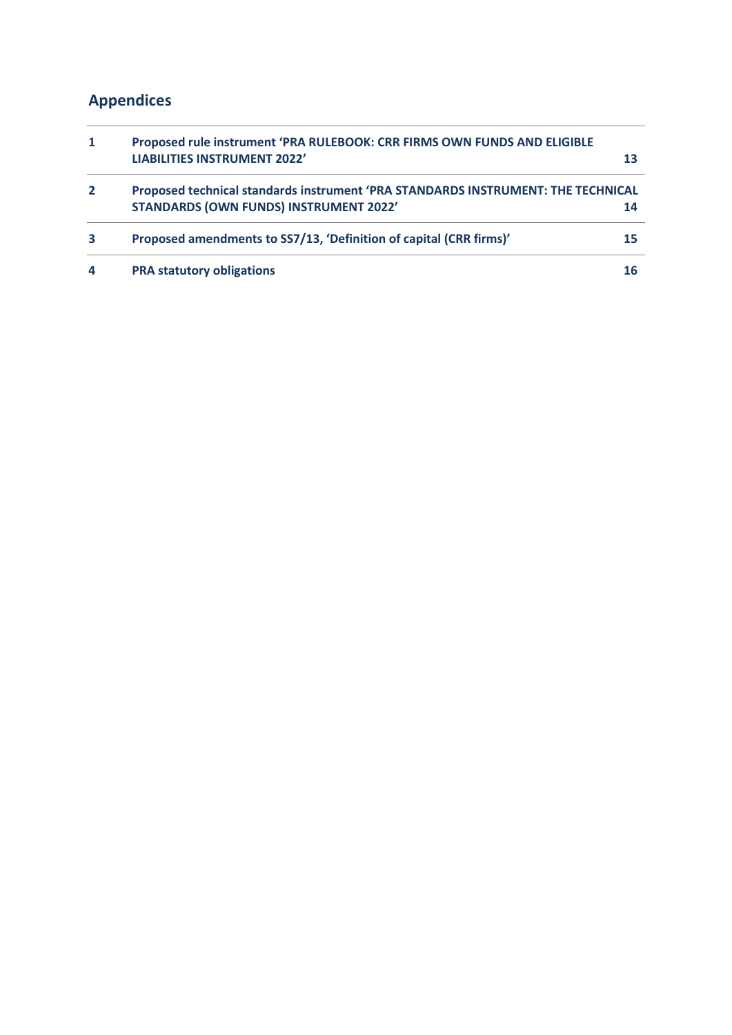## Appendices

| | | |
|---|---|---|
| **1** | **Proposed rule instrument 'PRA RULEBOOK: CRR FIRMS OWN FUNDS AND ELIGIBLE LIABILITIES INSTRUMENT 2022'** | **13** |
| **2** | **Proposed technical standards instrument 'PRA STANDARDS INSTRUMENT: THE TECHNICAL STANDARDS (OWN FUNDS) INSTRUMENT 2022'** | **14** |
| **3** | **Proposed amendments to SS7/13, 'Definition of capital (CRR firms)'** | **15** |
| **4** | **PRA statutory obligations** | **16** |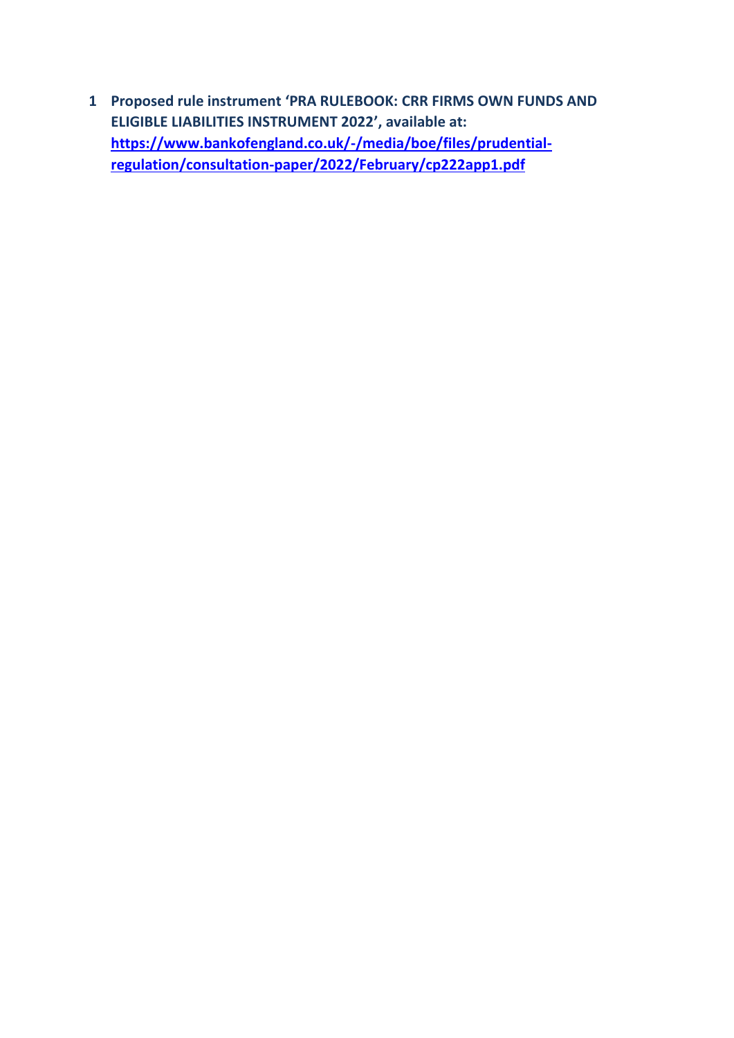1 **Proposed rule instrument 'PRA RULEBOOK: CRR FIRMS OWN FUNDS AND ELIGIBLE LIABILITIES INSTRUMENT 2022', available at: [https://www.bankofengland.co.uk/-/media/boe/files/prudential-regulation/consultation-paper/2022/February/cp222app1.pdf](https://www.bankofengland.co.uk/-/media/boe/files/prudential-regulation/consultation-paper/2022/February/cp222app1.pdf)**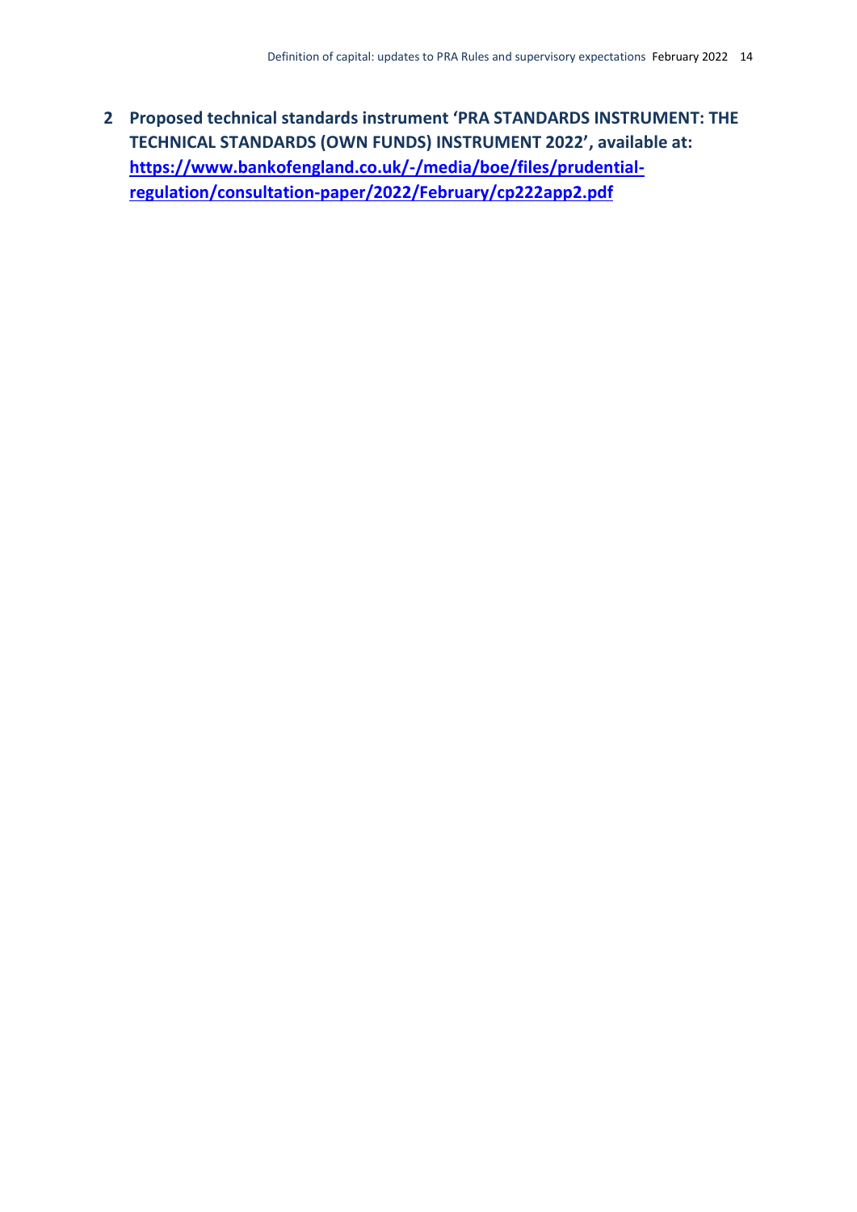## 2 Proposed technical standards instrument 'PRA STANDARDS INSTRUMENT: THE TECHNICAL STANDARDS (OWN FUNDS) INSTRUMENT 2022', available at: [https://www.bankofengland.co.uk/-/media/boe/files/prudential-regulation/consultation-paper/2022/February/cp222app2.pdf](https://www.bankofengland.co.uk/-/media/boe/files/prudential-regulation/consultation-paper/2022/February/cp222app2.pdf)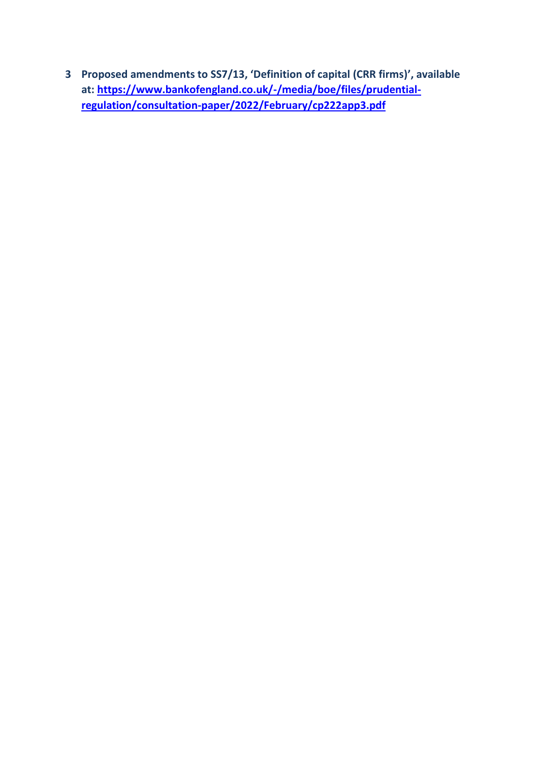# 3 Proposed amendments to SS7/13, 'Definition of capital (CRR firms)', available at: [https://www.bankofengland.co.uk/-/media/boe/files/prudential-regulation/consultation-paper/2022/February/cp222app3.pdf](https://www.bankofengland.co.uk/-/media/boe/files/prudential-regulation/consultation-paper/2022/February/cp222app3.pdf)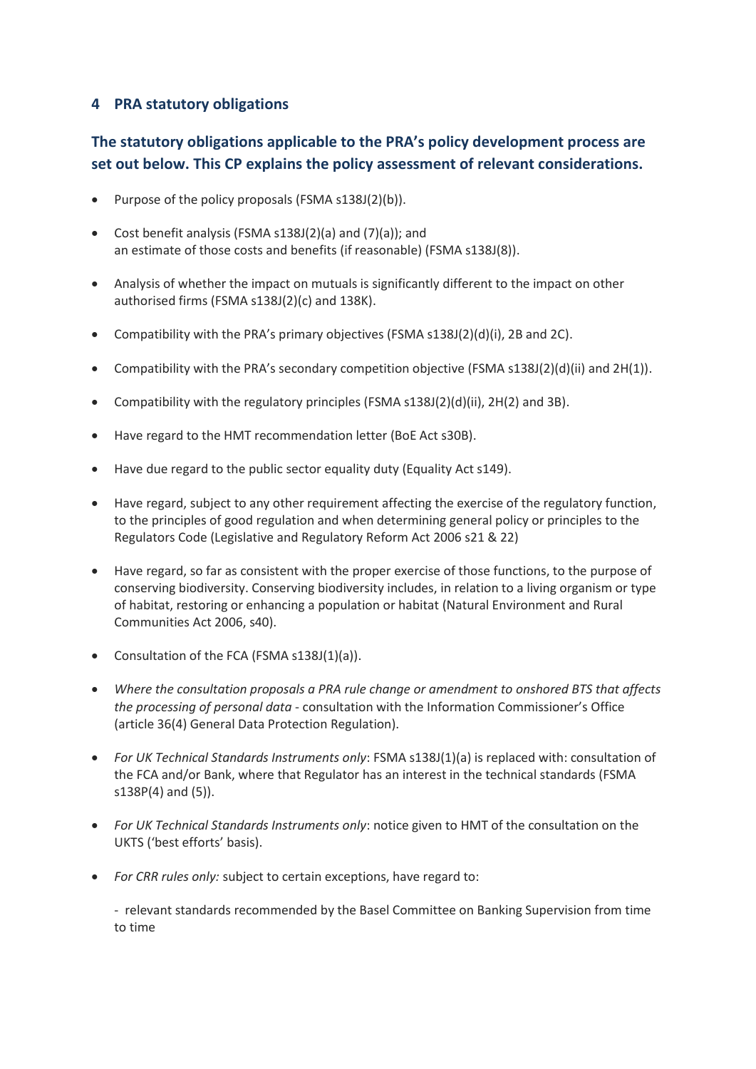## 4 PRA statutory obligations

### The statutory obligations applicable to the PRA's policy development process are set out below. This CP explains the policy assessment of relevant considerations.

- Purpose of the policy proposals (FSMA s138J(2)(b)).
- Cost benefit analysis (FSMA s138J(2)(a) and (7)(a)); and an estimate of those costs and benefits (if reasonable) (FSMA s138J(8)).
- Analysis of whether the impact on mutuals is significantly different to the impact on other authorised firms (FSMA s138J(2)(c) and 138K).
- Compatibility with the PRA's primary objectives (FSMA s138J(2)(d)(i), 2B and 2C).
- Compatibility with the PRA's secondary competition objective (FSMA s138J(2)(d)(ii) and 2H(1)).
- Compatibility with the regulatory principles (FSMA s138J(2)(d)(ii), 2H(2) and 3B).
- Have regard to the HMT recommendation letter (BoE Act s30B).
- Have due regard to the public sector equality duty (Equality Act s149).
- Have regard, subject to any other requirement affecting the exercise of the regulatory function, to the principles of good regulation and when determining general policy or principles to the Regulators Code (Legislative and Regulatory Reform Act 2006 s21 & 22)
- Have regard, so far as consistent with the proper exercise of those functions, to the purpose of conserving biodiversity. Conserving biodiversity includes, in relation to a living organism or type of habitat, restoring or enhancing a population or habitat (Natural Environment and Rural Communities Act 2006, s40).
- Consultation of the FCA (FSMA s138J(1)(a)).
- *Where the consultation proposals a PRA rule change or amendment to onshored BTS that affects the processing of personal data* - consultation with the Information Commissioner's Office (article 36(4) General Data Protection Regulation).
- *For UK Technical Standards Instruments only*: FSMA s138J(1)(a) is replaced with: consultation of the FCA and/or Bank, where that Regulator has an interest in the technical standards (FSMA s138P(4) and (5)).
- *For UK Technical Standards Instruments only*: notice given to HMT of the consultation on the UKTS ('best efforts' basis).
- *For CRR rules only:* subject to certain exceptions, have regard to:

  - relevant standards recommended by the Basel Committee on Banking Supervision from time to time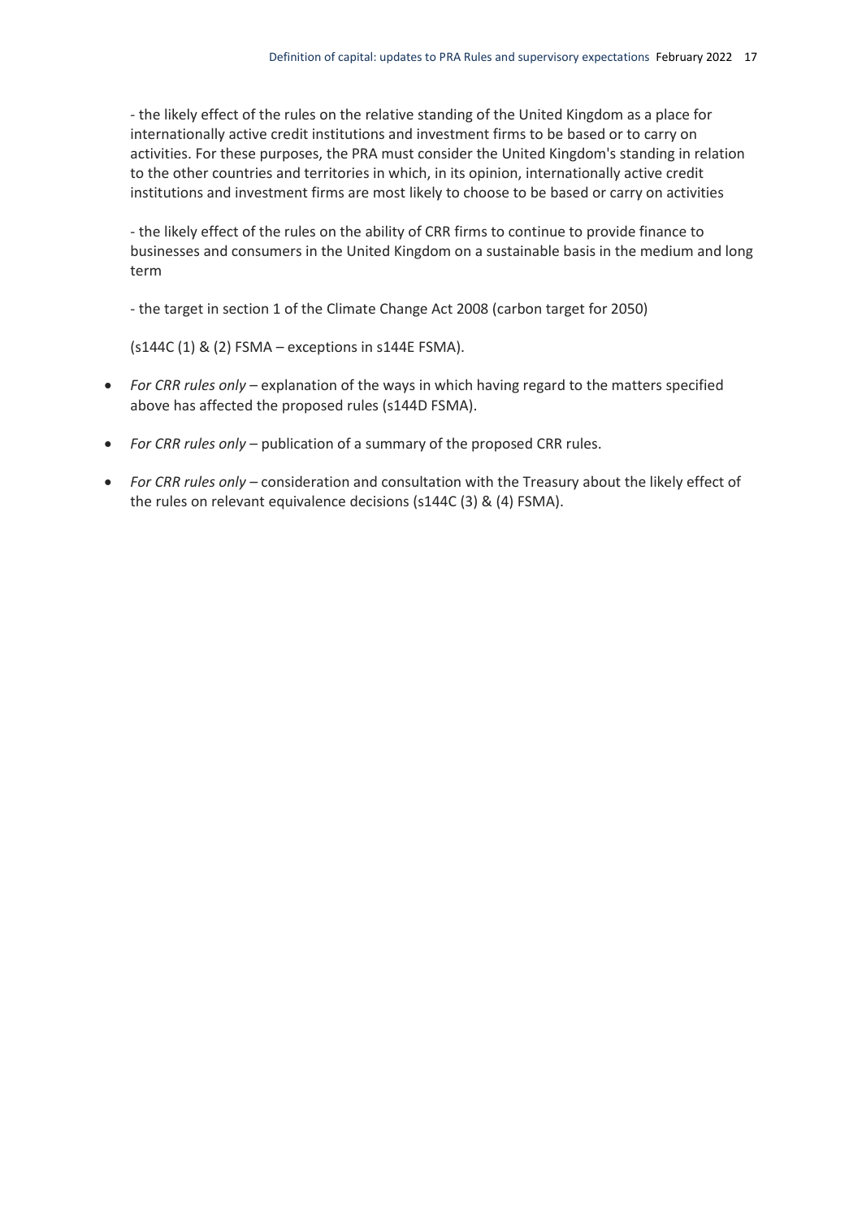- the likely effect of the rules on the relative standing of the United Kingdom as a place for internationally active credit institutions and investment firms to be based or to carry on activities. For these purposes, the PRA must consider the United Kingdom's standing in relation to the other countries and territories in which, in its opinion, internationally active credit institutions and investment firms are most likely to choose to be based or carry on activities

- the likely effect of the rules on the ability of CRR firms to continue to provide finance to businesses and consumers in the United Kingdom on a sustainable basis in the medium and long term

- the target in section 1 of the Climate Change Act 2008 (carbon target for 2050)

(s144C (1) & (2) FSMA – exceptions in s144E FSMA).

- *For CRR rules only* – explanation of the ways in which having regard to the matters specified above has affected the proposed rules (s144D FSMA).
- *For CRR rules only* – publication of a summary of the proposed CRR rules.
- *For CRR rules only* – consideration and consultation with the Treasury about the likely effect of the rules on relevant equivalence decisions (s144C (3) & (4) FSMA).